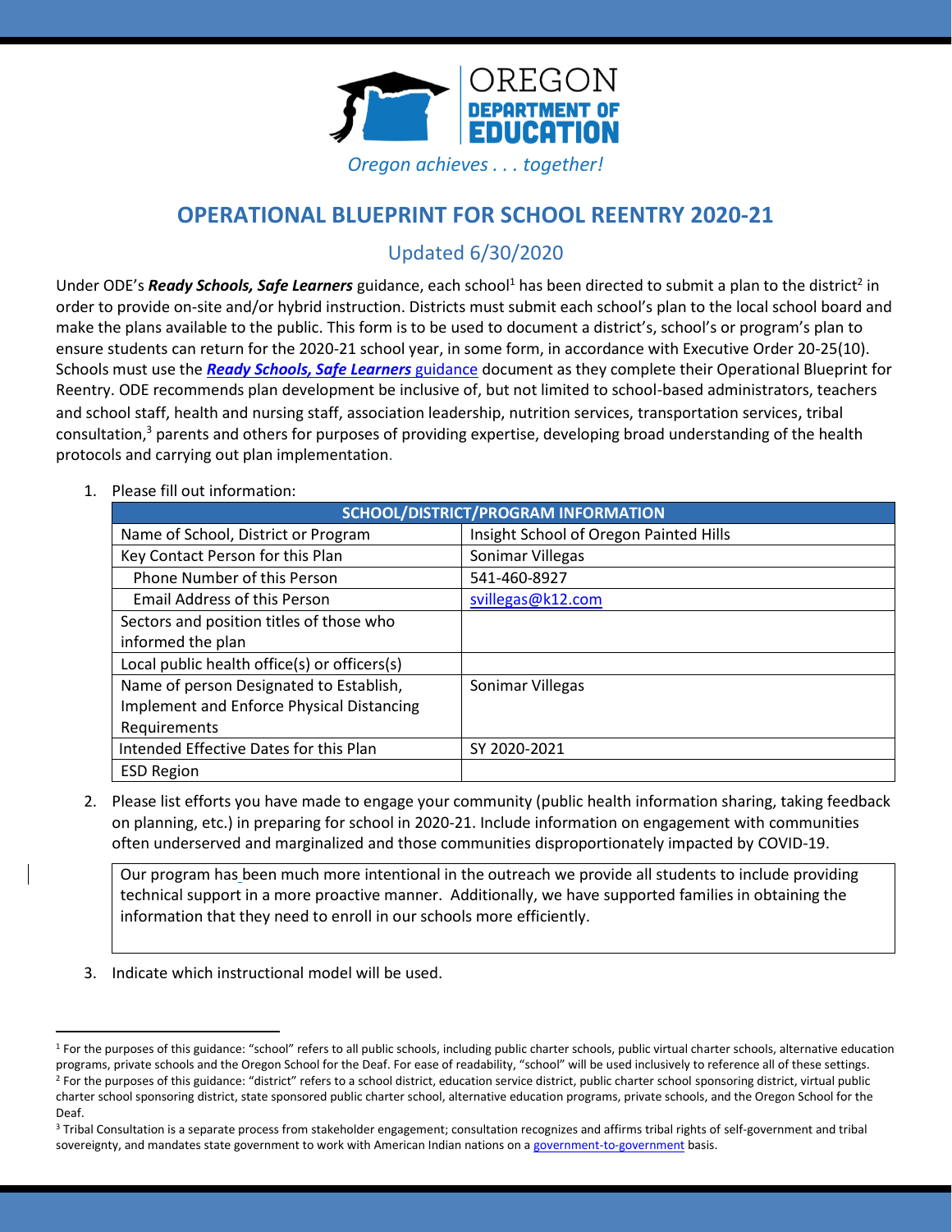# OPERATIONAL BLUEPRINT FOR SCHOOL REENTRY 2020-21

## Updated 6/30/2020

Under ODE's ***Ready Schools, Safe Learners*** guidance, each school[1] has been directed to submit a plan to the district[2] in order to provide on-site and/or hybrid instruction. Districts must submit each school's plan to the local school board and make the plans available to the public. This form is to be used to document a district's, school's or program's plan to ensure students can return for the 2020-21 school year, in some form, in accordance with Executive Order 20-25(10). Schools must use the ***Ready Schools, Safe Learners*** guidance document as they complete their Operational Blueprint for Reentry. ODE recommends plan development be inclusive of, but not limited to school-based administrators, teachers and school staff, health and nursing staff, association leadership, nutrition services, transportation services, tribal consultation,[3] parents and others for purposes of providing expertise, developing broad understanding of the health protocols and carrying out plan implementation.

1. Please fill out information:

| SCHOOL/DISTRICT/PROGRAM INFORMATION | |
|---|---|
| Name of School, District or Program | Insight School of Oregon Painted Hills |
| Key Contact Person for this Plan | Sonimar Villegas |
| Phone Number of this Person | 541-460-8927 |
| Email Address of this Person | svillegas@k12.com |
| Sectors and position titles of those who informed the plan | |
| Local public health office(s) or officers(s) | |
| Name of person Designated to Establish, Implement and Enforce Physical Distancing Requirements | Sonimar Villegas |
| Intended Effective Dates for this Plan | SY 2020-2021 |
| ESD Region | |

2. Please list efforts you have made to engage your community (public health information sharing, taking feedback on planning, etc.) in preparing for school in 2020-21. Include information on engagement with communities often underserved and marginalized and those communities disproportionately impacted by COVID-19.

> Our program has been much more intentional in the outreach we provide all students to include providing technical support in a more proactive manner. Additionally, we have supported families in obtaining the information that they need to enroll in our schools more efficiently.

3. Indicate which instructional model will be used.

---

[1] For the purposes of this guidance: "school" refers to all public schools, including public charter schools, public virtual charter schools, alternative education programs, private schools and the Oregon School for the Deaf. For ease of readability, "school" will be used inclusively to reference all of these settings.

[2] For the purposes of this guidance: "district" refers to a school district, education service district, public charter school sponsoring district, virtual public charter school sponsoring district, state sponsored public charter school, alternative education programs, private schools, and the Oregon School for the Deaf.

[3] Tribal Consultation is a separate process from stakeholder engagement; consultation recognizes and affirms tribal rights of self-government and tribal sovereignty, and mandates state government to work with American Indian nations on a government-to-government basis.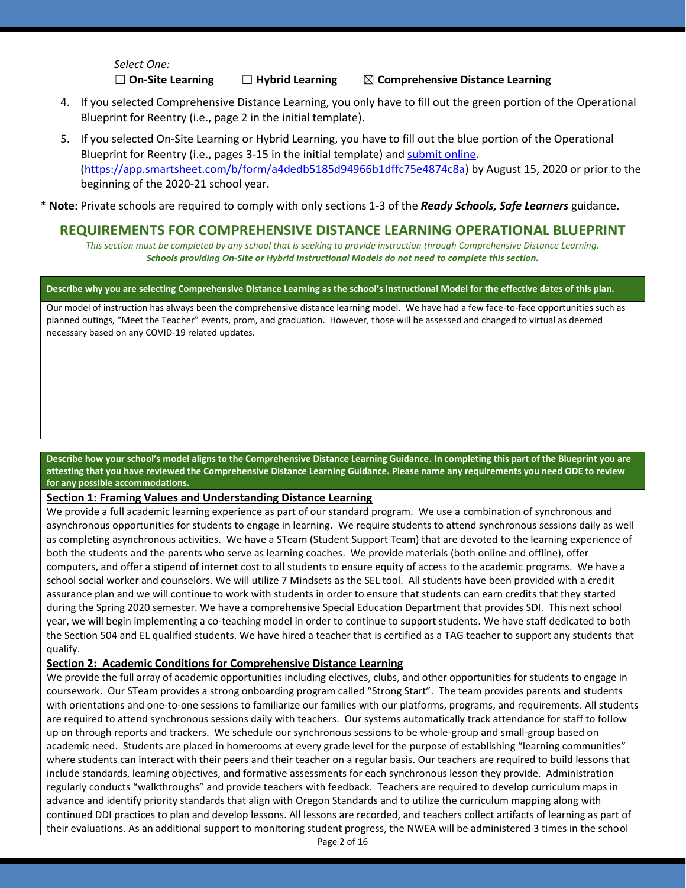*Select One:*

☐ **On-Site Learning** ☐ **Hybrid Learning** ☒ **Comprehensive Distance Learning**

4. If you selected Comprehensive Distance Learning, you only have to fill out the green portion of the Operational Blueprint for Reentry (i.e., page 2 in the initial template).
5. If you selected On-Site Learning or Hybrid Learning, you have to fill out the blue portion of the Operational Blueprint for Reentry (i.e., pages 3-15 in the initial template) and submit online. (https://app.smartsheet.com/b/form/a4dedb5185d94966b1dffc75e4874c8a) by August 15, 2020 or prior to the beginning of the 2020-21 school year.

\* **Note:** Private schools are required to comply with only sections 1-3 of the ***Ready Schools, Safe Learners*** guidance.

## REQUIREMENTS FOR COMPREHENSIVE DISTANCE LEARNING OPERATIONAL BLUEPRINT

*This section must be completed by any school that is seeking to provide instruction through Comprehensive Distance Learning.*
***Schools providing On-Site or Hybrid Instructional Models do not need to complete this section.***

**Describe why you are selecting Comprehensive Distance Learning as the school's Instructional Model for the effective dates of this plan.**

Our model of instruction has always been the comprehensive distance learning model. We have had a few face-to-face opportunities such as planned outings, "Meet the Teacher" events, prom, and graduation. However, those will be assessed and changed to virtual as deemed necessary based on any COVID-19 related updates.

**Describe how your school's model aligns to the Comprehensive Distance Learning Guidance. In completing this part of the Blueprint you are attesting that you have reviewed the Comprehensive Distance Learning Guidance. Please name any requirements you need ODE to review for any possible accommodations.**

**Section 1: Framing Values and Understanding Distance Learning**

We provide a full academic learning experience as part of our standard program. We use a combination of synchronous and asynchronous opportunities for students to engage in learning. We require students to attend synchronous sessions daily as well as completing asynchronous activities. We have a STeam (Student Support Team) that are devoted to the learning experience of both the students and the parents who serve as learning coaches. We provide materials (both online and offline), offer computers, and offer a stipend of internet cost to all students to ensure equity of access to the academic programs. We have a school social worker and counselors. We will utilize 7 Mindsets as the SEL tool. All students have been provided with a credit assurance plan and we will continue to work with students in order to ensure that students can earn credits that they started during the Spring 2020 semester. We have a comprehensive Special Education Department that provides SDI. This next school year, we will begin implementing a co-teaching model in order to continue to support students. We have staff dedicated to both the Section 504 and EL qualified students. We have hired a teacher that is certified as a TAG teacher to support any students that qualify.

**Section 2: Academic Conditions for Comprehensive Distance Learning**

We provide the full array of academic opportunities including electives, clubs, and other opportunities for students to engage in coursework. Our STeam provides a strong onboarding program called "Strong Start". The team provides parents and students with orientations and one-to-one sessions to familiarize our families with our platforms, programs, and requirements. All students are required to attend synchronous sessions daily with teachers. Our systems automatically track attendance for staff to follow up on through reports and trackers. We schedule our synchronous sessions to be whole-group and small-group based on academic need. Students are placed in homerooms at every grade level for the purpose of establishing "learning communities" where students can interact with their peers and their teacher on a regular basis. Our teachers are required to build lessons that include standards, learning objectives, and formative assessments for each synchronous lesson they provide. Administration regularly conducts "walkthroughs" and provide teachers with feedback. Teachers are required to develop curriculum maps in advance and identify priority standards that align with Oregon Standards and to utilize the curriculum mapping along with continued DDI practices to plan and develop lessons. All lessons are recorded, and teachers collect artifacts of learning as part of their evaluations. As an additional support to monitoring student progress, the NWEA will be administered 3 times in the school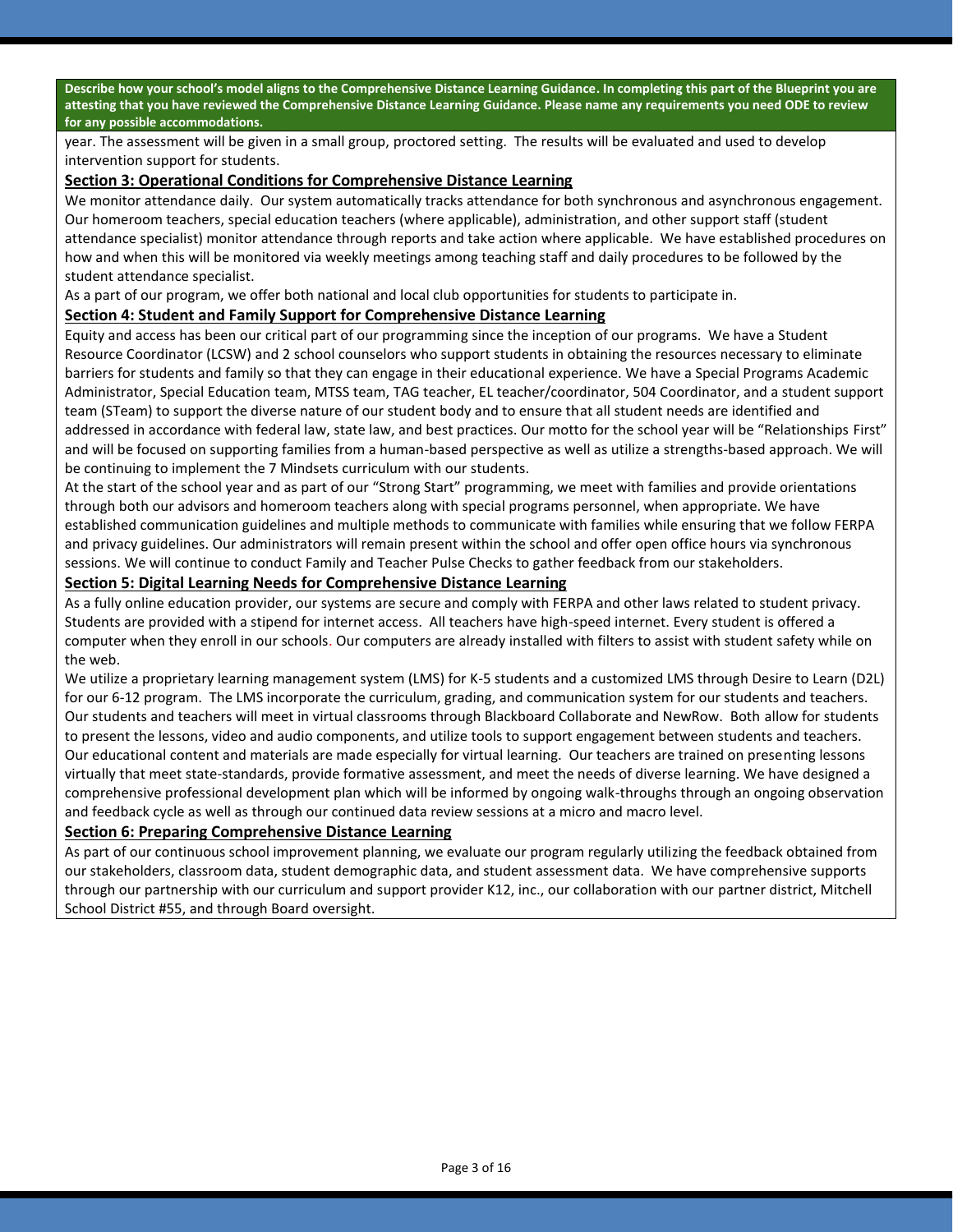**Describe how your school's model aligns to the Comprehensive Distance Learning Guidance. In completing this part of the Blueprint you are attesting that you have reviewed the Comprehensive Distance Learning Guidance. Please name any requirements you need ODE to review for any possible accommodations.**

year. The assessment will be given in a small group, proctored setting. The results will be evaluated and used to develop intervention support for students.

**Section 3: Operational Conditions for Comprehensive Distance Learning**

We monitor attendance daily. Our system automatically tracks attendance for both synchronous and asynchronous engagement. Our homeroom teachers, special education teachers (where applicable), administration, and other support staff (student attendance specialist) monitor attendance through reports and take action where applicable. We have established procedures on how and when this will be monitored via weekly meetings among teaching staff and daily procedures to be followed by the student attendance specialist.

As a part of our program, we offer both national and local club opportunities for students to participate in.

**Section 4: Student and Family Support for Comprehensive Distance Learning**

Equity and access has been our critical part of our programming since the inception of our programs. We have a Student Resource Coordinator (LCSW) and 2 school counselors who support students in obtaining the resources necessary to eliminate barriers for students and family so that they can engage in their educational experience. We have a Special Programs Academic Administrator, Special Education team, MTSS team, TAG teacher, EL teacher/coordinator, 504 Coordinator, and a student support team (STeam) to support the diverse nature of our student body and to ensure that all student needs are identified and addressed in accordance with federal law, state law, and best practices. Our motto for the school year will be "Relationships First" and will be focused on supporting families from a human-based perspective as well as utilize a strengths-based approach. We will be continuing to implement the 7 Mindsets curriculum with our students.

At the start of the school year and as part of our "Strong Start" programming, we meet with families and provide orientations through both our advisors and homeroom teachers along with special programs personnel, when appropriate. We have established communication guidelines and multiple methods to communicate with families while ensuring that we follow FERPA and privacy guidelines. Our administrators will remain present within the school and offer open office hours via synchronous sessions. We will continue to conduct Family and Teacher Pulse Checks to gather feedback from our stakeholders.

**Section 5: Digital Learning Needs for Comprehensive Distance Learning**

As a fully online education provider, our systems are secure and comply with FERPA and other laws related to student privacy. Students are provided with a stipend for internet access. All teachers have high-speed internet. Every student is offered a computer when they enroll in our schools. Our computers are already installed with filters to assist with student safety while on the web.

We utilize a proprietary learning management system (LMS) for K-5 students and a customized LMS through Desire to Learn (D2L) for our 6-12 program. The LMS incorporate the curriculum, grading, and communication system for our students and teachers. Our students and teachers will meet in virtual classrooms through Blackboard Collaborate and NewRow. Both allow for students to present the lessons, video and audio components, and utilize tools to support engagement between students and teachers. Our educational content and materials are made especially for virtual learning. Our teachers are trained on presenting lessons virtually that meet state-standards, provide formative assessment, and meet the needs of diverse learning. We have designed a comprehensive professional development plan which will be informed by ongoing walk-throughs through an ongoing observation and feedback cycle as well as through our continued data review sessions at a micro and macro level.

**Section 6: Preparing Comprehensive Distance Learning**

As part of our continuous school improvement planning, we evaluate our program regularly utilizing the feedback obtained from our stakeholders, classroom data, student demographic data, and student assessment data. We have comprehensive supports through our partnership with our curriculum and support provider K12, inc., our collaboration with our partner district, Mitchell School District #55, and through Board oversight.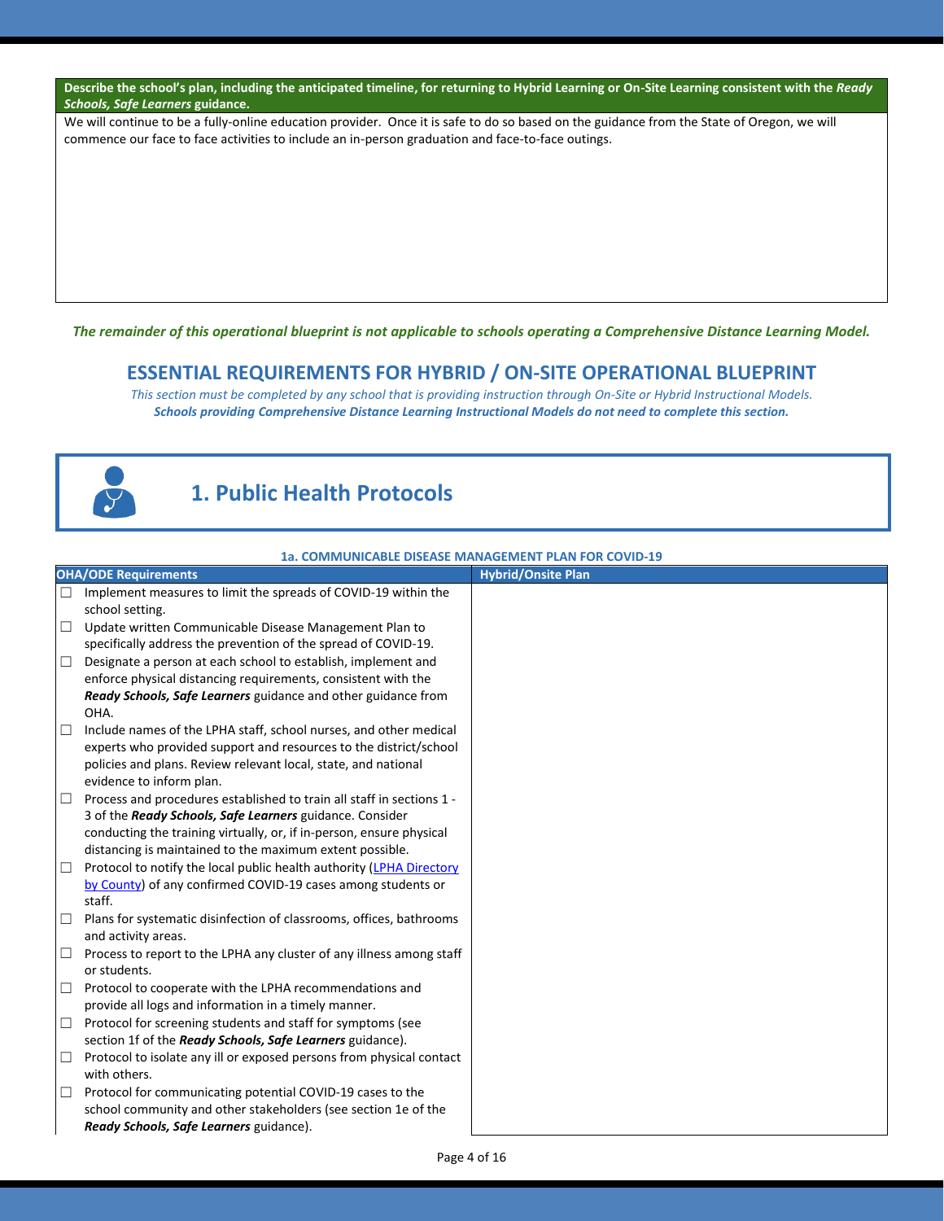| **Describe the school's plan, including the anticipated timeline, for returning to Hybrid Learning or On-Site Learning consistent with the *Ready Schools, Safe Learners* guidance.** |
| --- |
| We will continue to be a fully-online education provider. Once it is safe to do so based on the guidance from the State of Oregon, we will commence our face to face activities to include an in-person graduation and face-to-face outings. |

*The remainder of this operational blueprint is not applicable to schools operating a Comprehensive Distance Learning Model.*

## ESSENTIAL REQUIREMENTS FOR HYBRID / ON-SITE OPERATIONAL BLUEPRINT

*This section must be completed by any school that is providing instruction through On-Site or Hybrid Instructional Models.*
***Schools providing Comprehensive Distance Learning Instructional Models do not need to complete this section.***

# 1. Public Health Protocols

### 1a. COMMUNICABLE DISEASE MANAGEMENT PLAN FOR COVID-19

| OHA/ODE Requirements | Hybrid/Onsite Plan |
| --- | --- |
| ☐ Implement measures to limit the spreads of COVID-19 within the school setting.<br>☐ Update written Communicable Disease Management Plan to specifically address the prevention of the spread of COVID-19.<br>☐ Designate a person at each school to establish, implement and enforce physical distancing requirements, consistent with the ***Ready Schools, Safe Learners*** guidance and other guidance from OHA.<br>☐ Include names of the LPHA staff, school nurses, and other medical experts who provided support and resources to the district/school policies and plans. Review relevant local, state, and national evidence to inform plan.<br>☐ Process and procedures established to train all staff in sections 1 - 3 of the ***Ready Schools, Safe Learners*** guidance. Consider conducting the training virtually, or, if in-person, ensure physical distancing is maintained to the maximum extent possible.<br>☐ Protocol to notify the local public health authority (LPHA Directory by County) of any confirmed COVID-19 cases among students or staff.<br>☐ Plans for systematic disinfection of classrooms, offices, bathrooms and activity areas.<br>☐ Process to report to the LPHA any cluster of any illness among staff or students.<br>☐ Protocol to cooperate with the LPHA recommendations and provide all logs and information in a timely manner.<br>☐ Protocol for screening students and staff for symptoms (see section 1f of the ***Ready Schools, Safe Learners*** guidance).<br>☐ Protocol to isolate any ill or exposed persons from physical contact with others.<br>☐ Protocol for communicating potential COVID-19 cases to the school community and other stakeholders (see section 1e of the ***Ready Schools, Safe Learners*** guidance). | |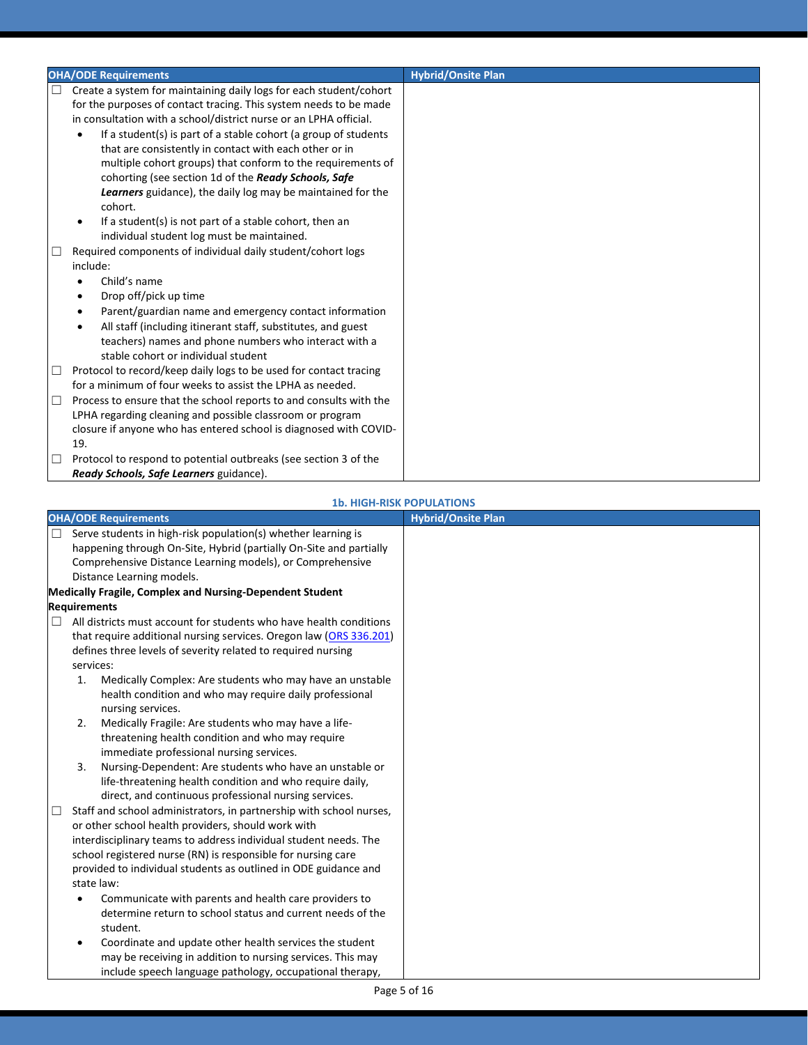| OHA/ODE Requirements | Hybrid/Onsite Plan |
|---|---|
| ☐ Create a system for maintaining daily logs for each student/cohort for the purposes of contact tracing. This system needs to be made in consultation with a school/district nurse or an LPHA official.<br>• If a student(s) is part of a stable cohort (a group of students that are consistently in contact with each other or in multiple cohort groups) that conform to the requirements of cohorting (see section 1d of the ***Ready Schools, Safe Learners*** guidance), the daily log may be maintained for the cohort.<br>• If a student(s) is not part of a stable cohort, then an individual student log must be maintained.<br>☐ Required components of individual daily student/cohort logs include:<br>• Child's name<br>• Drop off/pick up time<br>• Parent/guardian name and emergency contact information<br>• All staff (including itinerant staff, substitutes, and guest teachers) names and phone numbers who interact with a stable cohort or individual student<br>☐ Protocol to record/keep daily logs to be used for contact tracing for a minimum of four weeks to assist the LPHA as needed.<br>☐ Process to ensure that the school reports to and consults with the LPHA regarding cleaning and possible classroom or program closure if anyone who has entered school is diagnosed with COVID-19.<br>☐ Protocol to respond to potential outbreaks (see section 3 of the ***Ready Schools, Safe Learners*** guidance). | |

### 1b. HIGH-RISK POPULATIONS

| OHA/ODE Requirements | Hybrid/Onsite Plan |
|---|---|
| ☐ Serve students in high-risk population(s) whether learning is happening through On-Site, Hybrid (partially On-Site and partially Comprehensive Distance Learning models), or Comprehensive Distance Learning models.<br>**Medically Fragile, Complex and Nursing-Dependent Student Requirements**<br>☐ All districts must account for students who have health conditions that require additional nursing services. Oregon law (ORS 336.201) defines three levels of severity related to required nursing services:<br>1. Medically Complex: Are students who may have an unstable health condition and who may require daily professional nursing services.<br>2. Medically Fragile: Are students who may have a life-threatening health condition and who may require immediate professional nursing services.<br>3. Nursing-Dependent: Are students who have an unstable or life-threatening health condition and who require daily, direct, and continuous professional nursing services.<br>☐ Staff and school administrators, in partnership with school nurses, or other school health providers, should work with interdisciplinary teams to address individual student needs. The school registered nurse (RN) is responsible for nursing care provided to individual students as outlined in ODE guidance and state law:<br>• Communicate with parents and health care providers to determine return to school status and current needs of the student.<br>• Coordinate and update other health services the student may be receiving in addition to nursing services. This may include speech language pathology, occupational therapy, | |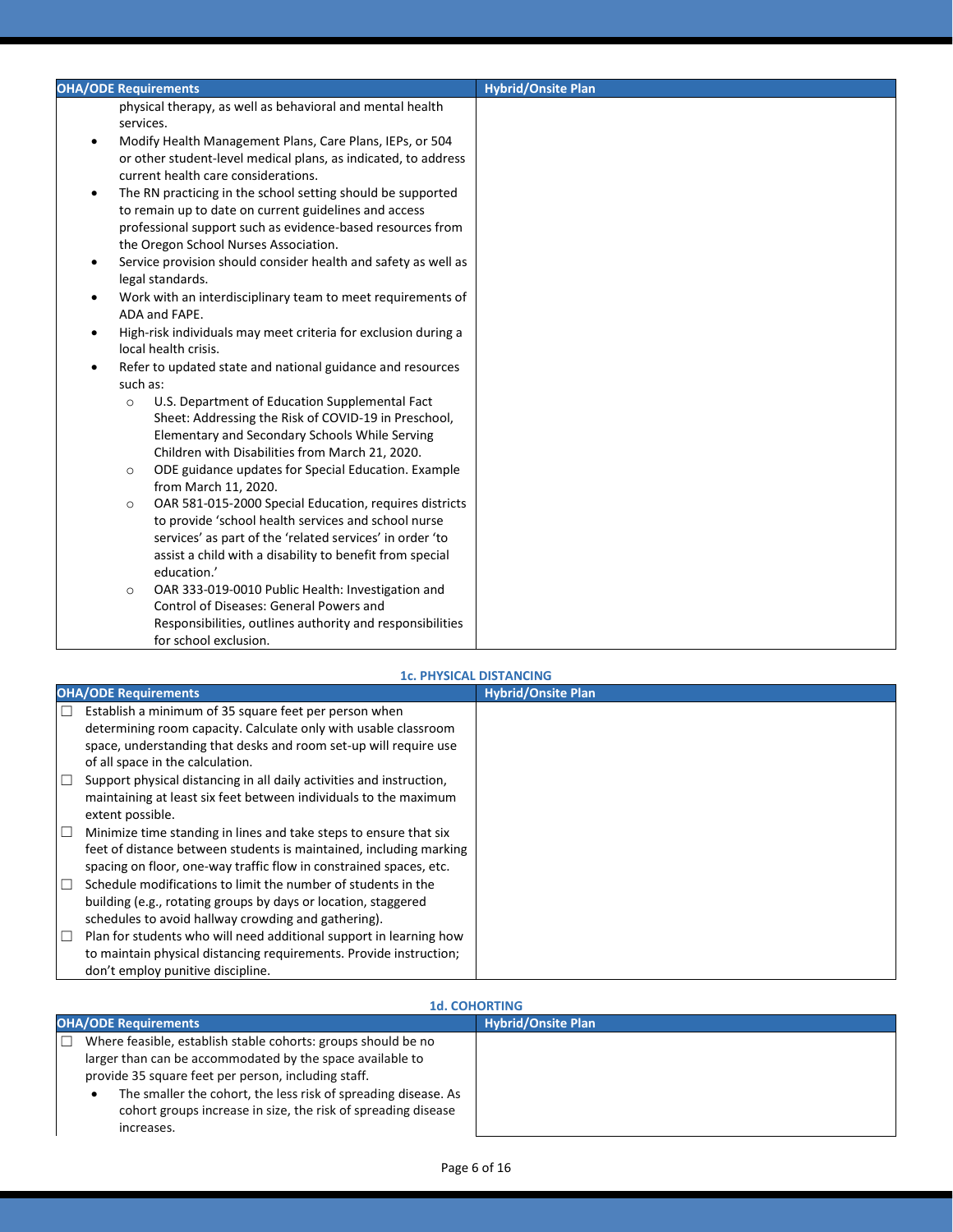| OHA/ODE Requirements | Hybrid/Onsite Plan |
|---|---|
| physical therapy, as well as behavioral and mental health services.<br>• Modify Health Management Plans, Care Plans, IEPs, or 504 or other student-level medical plans, as indicated, to address current health care considerations.<br>• The RN practicing in the school setting should be supported to remain up to date on current guidelines and access professional support such as evidence-based resources from the Oregon School Nurses Association.<br>• Service provision should consider health and safety as well as legal standards.<br>• Work with an interdisciplinary team to meet requirements of ADA and FAPE.<br>• High-risk individuals may meet criteria for exclusion during a local health crisis.<br>• Refer to updated state and national guidance and resources such as:<br>  ○ U.S. Department of Education Supplemental Fact Sheet: Addressing the Risk of COVID-19 in Preschool, Elementary and Secondary Schools While Serving Children with Disabilities from March 21, 2020.<br>  ○ ODE guidance updates for Special Education. Example from March 11, 2020.<br>  ○ OAR 581-015-2000 Special Education, requires districts to provide 'school health services and school nurse services' as part of the 'related services' in order 'to assist a child with a disability to benefit from special education.'<br>  ○ OAR 333-019-0010 Public Health: Investigation and Control of Diseases: General Powers and Responsibilities, outlines authority and responsibilities for school exclusion. | |

## 1c. PHYSICAL DISTANCING

| OHA/ODE Requirements | Hybrid/Onsite Plan |
|---|---|
| ☐ Establish a minimum of 35 square feet per person when determining room capacity. Calculate only with usable classroom space, understanding that desks and room set-up will require use of all space in the calculation.<br>☐ Support physical distancing in all daily activities and instruction, maintaining at least six feet between individuals to the maximum extent possible.<br>☐ Minimize time standing in lines and take steps to ensure that six feet of distance between students is maintained, including marking spacing on floor, one-way traffic flow in constrained spaces, etc.<br>☐ Schedule modifications to limit the number of students in the building (e.g., rotating groups by days or location, staggered schedules to avoid hallway crowding and gathering).<br>☐ Plan for students who will need additional support in learning how to maintain physical distancing requirements. Provide instruction; don't employ punitive discipline. | |

## 1d. COHORTING

| OHA/ODE Requirements | Hybrid/Onsite Plan |
|---|---|
| ☐ Where feasible, establish stable cohorts: groups should be no larger than can be accommodated by the space available to provide 35 square feet per person, including staff.<br>• The smaller the cohort, the less risk of spreading disease. As cohort groups increase in size, the risk of spreading disease increases. | |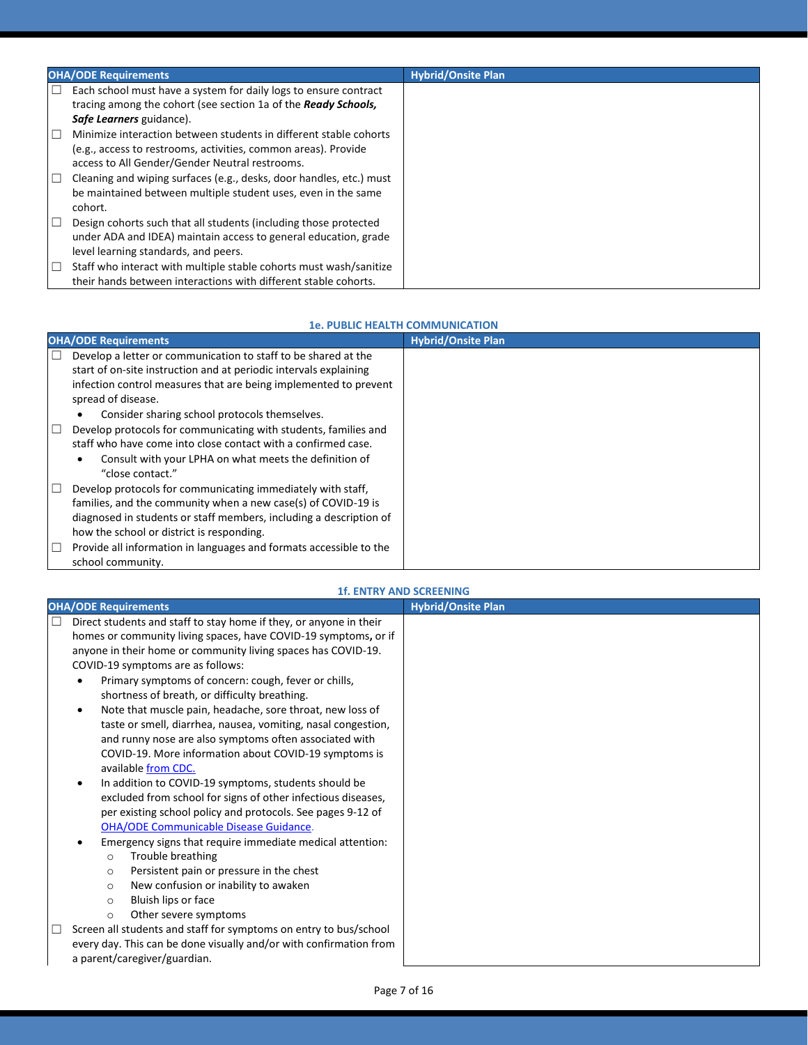| OHA/ODE Requirements | Hybrid/Onsite Plan |
|---|---|
| ☐ Each school must have a system for daily logs to ensure contract tracing among the cohort (see section 1a of the ***Ready Schools, Safe Learners*** guidance).<br>☐ Minimize interaction between students in different stable cohorts (e.g., access to restrooms, activities, common areas). Provide access to All Gender/Gender Neutral restrooms.<br>☐ Cleaning and wiping surfaces (e.g., desks, door handles, etc.) must be maintained between multiple student uses, even in the same cohort.<br>☐ Design cohorts such that all students (including those protected under ADA and IDEA) maintain access to general education, grade level learning standards, and peers.<br>☐ Staff who interact with multiple stable cohorts must wash/sanitize their hands between interactions with different stable cohorts. | |

### 1e. PUBLIC HEALTH COMMUNICATION

| OHA/ODE Requirements | Hybrid/Onsite Plan |
|---|---|
| ☐ Develop a letter or communication to staff to be shared at the start of on-site instruction and at periodic intervals explaining infection control measures that are being implemented to prevent spread of disease.<br>• Consider sharing school protocols themselves.<br>☐ Develop protocols for communicating with students, families and staff who have come into close contact with a confirmed case.<br>• Consult with your LPHA on what meets the definition of "close contact."<br>☐ Develop protocols for communicating immediately with staff, families, and the community when a new case(s) of COVID-19 is diagnosed in students or staff members, including a description of how the school or district is responding.<br>☐ Provide all information in languages and formats accessible to the school community. | |

### 1f. ENTRY AND SCREENING

| OHA/ODE Requirements | Hybrid/Onsite Plan |
|---|---|
| ☐ Direct students and staff to stay home if they, or anyone in their homes or community living spaces, have COVID-19 symptoms**,** or if anyone in their home or community living spaces has COVID-19. COVID-19 symptoms are as follows:<br>• Primary symptoms of concern: cough, fever or chills, shortness of breath, or difficulty breathing.<br>• Note that muscle pain, headache, sore throat, new loss of taste or smell, diarrhea, nausea, vomiting, nasal congestion, and runny nose are also symptoms often associated with COVID-19. More information about COVID-19 symptoms is available [from CDC.](#)<br>• In addition to COVID-19 symptoms, students should be excluded from school for signs of other infectious diseases, per existing school policy and protocols. See pages 9-12 of [OHA/ODE Communicable Disease Guidance](#).<br>• Emergency signs that require immediate medical attention:<br>&nbsp;&nbsp;○ Trouble breathing<br>&nbsp;&nbsp;○ Persistent pain or pressure in the chest<br>&nbsp;&nbsp;○ New confusion or inability to awaken<br>&nbsp;&nbsp;○ Bluish lips or face<br>&nbsp;&nbsp;○ Other severe symptoms<br>☐ Screen all students and staff for symptoms on entry to bus/school every day. This can be done visually and/or with confirmation from a parent/caregiver/guardian. | |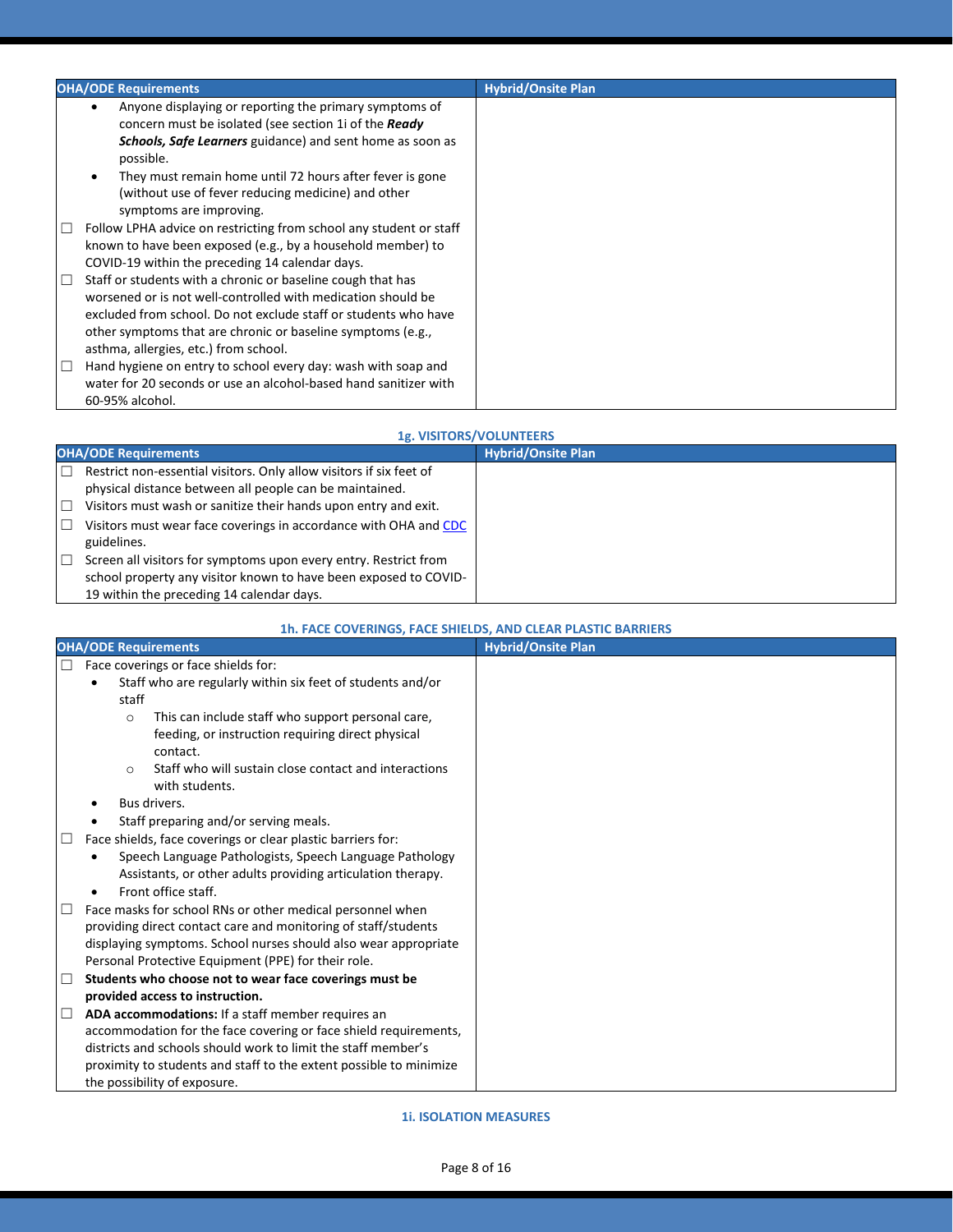| OHA/ODE Requirements | Hybrid/Onsite Plan |
| --- | --- |
| • Anyone displaying or reporting the primary symptoms of concern must be isolated (see section 1i of the ***Ready Schools, Safe Learners*** guidance) and sent home as soon as possible.<br>• They must remain home until 72 hours after fever is gone (without use of fever reducing medicine) and other symptoms are improving.<br>☐ Follow LPHA advice on restricting from school any student or staff known to have been exposed (e.g., by a household member) to COVID-19 within the preceding 14 calendar days.<br>☐ Staff or students with a chronic or baseline cough that has worsened or is not well-controlled with medication should be excluded from school. Do not exclude staff or students who have other symptoms that are chronic or baseline symptoms (e.g., asthma, allergies, etc.) from school.<br>☐ Hand hygiene on entry to school every day: wash with soap and water for 20 seconds or use an alcohol-based hand sanitizer with 60-95% alcohol. | |

### 1g. VISITORS/VOLUNTEERS

| OHA/ODE Requirements | Hybrid/Onsite Plan |
| --- | --- |
| ☐ Restrict non-essential visitors. Only allow visitors if six feet of physical distance between all people can be maintained.<br>☐ Visitors must wash or sanitize their hands upon entry and exit.<br>☐ Visitors must wear face coverings in accordance with OHA and CDC guidelines.<br>☐ Screen all visitors for symptoms upon every entry. Restrict from school property any visitor known to have been exposed to COVID-19 within the preceding 14 calendar days. | |

### 1h. FACE COVERINGS, FACE SHIELDS, AND CLEAR PLASTIC BARRIERS

| OHA/ODE Requirements | Hybrid/Onsite Plan |
| --- | --- |
| ☐ Face coverings or face shields for:<br>• Staff who are regularly within six feet of students and/or staff<br>&nbsp;&nbsp;○ This can include staff who support personal care, feeding, or instruction requiring direct physical contact.<br>&nbsp;&nbsp;○ Staff who will sustain close contact and interactions with students.<br>• Bus drivers.<br>• Staff preparing and/or serving meals.<br>☐ Face shields, face coverings or clear plastic barriers for:<br>• Speech Language Pathologists, Speech Language Pathology Assistants, or other adults providing articulation therapy.<br>• Front office staff.<br>☐ Face masks for school RNs or other medical personnel when providing direct contact care and monitoring of staff/students displaying symptoms. School nurses should also wear appropriate Personal Protective Equipment (PPE) for their role.<br>☐ **Students who choose not to wear face coverings must be provided access to instruction.**<br>☐ **ADA accommodations:** If a staff member requires an accommodation for the face covering or face shield requirements, districts and schools should work to limit the staff member's proximity to students and staff to the extent possible to minimize the possibility of exposure. | |

### 1i. ISOLATION MEASURES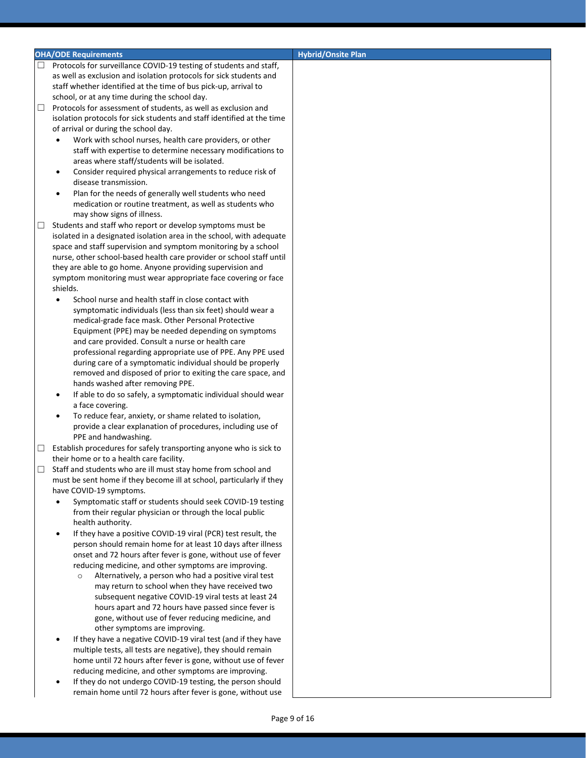| OHA/ODE Requirements | Hybrid/Onsite Plan |
|---|---|
| ☐ Protocols for surveillance COVID-19 testing of students and staff, as well as exclusion and isolation protocols for sick students and staff whether identified at the time of bus pick-up, arrival to school, or at any time during the school day.<br>☐ Protocols for assessment of students, as well as exclusion and isolation protocols for sick students and staff identified at the time of arrival or during the school day.<br>• Work with school nurses, health care providers, or other staff with expertise to determine necessary modifications to areas where staff/students will be isolated.<br>• Consider required physical arrangements to reduce risk of disease transmission.<br>• Plan for the needs of generally well students who need medication or routine treatment, as well as students who may show signs of illness.<br>☐ Students and staff who report or develop symptoms must be isolated in a designated isolation area in the school, with adequate space and staff supervision and symptom monitoring by a school nurse, other school-based health care provider or school staff until they are able to go home. Anyone providing supervision and symptom monitoring must wear appropriate face covering or face shields.<br>• School nurse and health staff in close contact with symptomatic individuals (less than six feet) should wear a medical-grade face mask. Other Personal Protective Equipment (PPE) may be needed depending on symptoms and care provided. Consult a nurse or health care professional regarding appropriate use of PPE. Any PPE used during care of a symptomatic individual should be properly removed and disposed of prior to exiting the care space, and hands washed after removing PPE.<br>• If able to do so safely, a symptomatic individual should wear a face covering.<br>• To reduce fear, anxiety, or shame related to isolation, provide a clear explanation of procedures, including use of PPE and handwashing.<br>☐ Establish procedures for safely transporting anyone who is sick to their home or to a health care facility.<br>☐ Staff and students who are ill must stay home from school and must be sent home if they become ill at school, particularly if they have COVID-19 symptoms.<br>• Symptomatic staff or students should seek COVID-19 testing from their regular physician or through the local public health authority.<br>• If they have a positive COVID-19 viral (PCR) test result, the person should remain home for at least 10 days after illness onset and 72 hours after fever is gone, without use of fever reducing medicine, and other symptoms are improving.<br>&nbsp;&nbsp;&nbsp;&nbsp;○ Alternatively, a person who had a positive viral test may return to school when they have received two subsequent negative COVID-19 viral tests at least 24 hours apart and 72 hours have passed since fever is gone, without use of fever reducing medicine, and other symptoms are improving.<br>• If they have a negative COVID-19 viral test (and if they have multiple tests, all tests are negative), they should remain home until 72 hours after fever is gone, without use of fever reducing medicine, and other symptoms are improving.<br>• If they do not undergo COVID-19 testing, the person should remain home until 72 hours after fever is gone, without use | |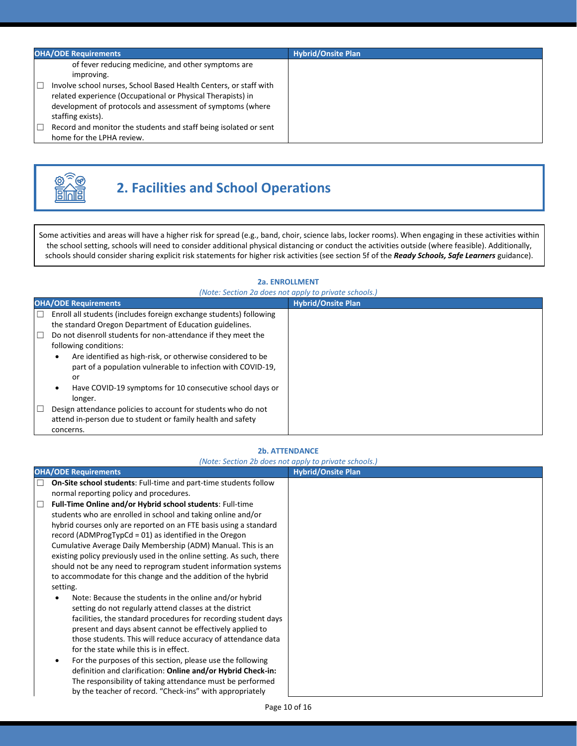| OHA/ODE Requirements | Hybrid/Onsite Plan |
|---|---|
| of fever reducing medicine, and other symptoms are improving.<br>☐ Involve school nurses, School Based Health Centers, or staff with related experience (Occupational or Physical Therapists) in development of protocols and assessment of symptoms (where staffing exists).<br>☐ Record and monitor the students and staff being isolated or sent home for the LPHA review. | |

## 2. Facilities and School Operations

Some activities and areas will have a higher risk for spread (e.g., band, choir, science labs, locker rooms). When engaging in these activities within the school setting, schools will need to consider additional physical distancing or conduct the activities outside (where feasible). Additionally, schools should consider sharing explicit risk statements for higher risk activities (see section 5f of the ***Ready Schools, Safe Learners*** guidance).

### 2a. ENROLLMENT

*(Note: Section 2a does not apply to private schools.)*

| OHA/ODE Requirements | Hybrid/Onsite Plan |
|---|---|
| ☐ Enroll all students (includes foreign exchange students) following the standard Oregon Department of Education guidelines.<br>☐ Do not disenroll students for non-attendance if they meet the following conditions:<br>• Are identified as high-risk, or otherwise considered to be part of a population vulnerable to infection with COVID-19, or<br>• Have COVID-19 symptoms for 10 consecutive school days or longer.<br>☐ Design attendance policies to account for students who do not attend in-person due to student or family health and safety concerns. | |

### 2b. ATTENDANCE

*(Note: Section 2b does not apply to private schools.)*

| OHA/ODE Requirements | Hybrid/Onsite Plan |
|---|---|
| ☐ **On-Site school students**: Full-time and part-time students follow normal reporting policy and procedures.<br>☐ **Full-Time Online and/or Hybrid school students**: Full-time students who are enrolled in school and taking online and/or hybrid courses only are reported on an FTE basis using a standard record (ADMProgTypCd = 01) as identified in the Oregon Cumulative Average Daily Membership (ADM) Manual. This is an existing policy previously used in the online setting. As such, there should not be any need to reprogram student information systems to accommodate for this change and the addition of the hybrid setting.<br>• Note: Because the students in the online and/or hybrid setting do not regularly attend classes at the district facilities, the standard procedures for recording student days present and days absent cannot be effectively applied to those students. This will reduce accuracy of attendance data for the state while this is in effect.<br>• For the purposes of this section, please use the following definition and clarification: **Online and/or Hybrid Check-in:** The responsibility of taking attendance must be performed by the teacher of record. "Check-ins" with appropriately | |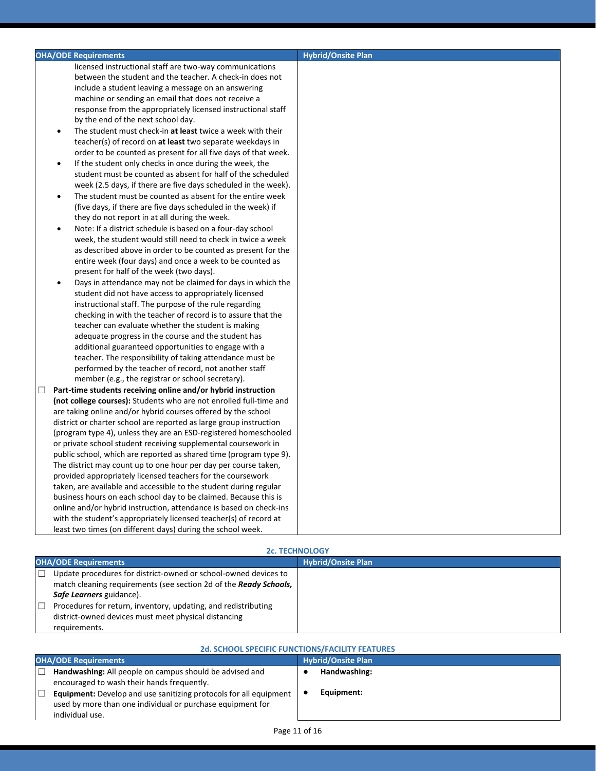| OHA/ODE Requirements | Hybrid/Onsite Plan |
|---|---|
| licensed instructional staff are two-way communications between the student and the teacher. A check-in does not include a student leaving a message on an answering machine or sending an email that does not receive a response from the appropriately licensed instructional staff by the end of the next school day.<br>• The student must check-in **at least** twice a week with their teacher(s) of record on **at least** two separate weekdays in order to be counted as present for all five days of that week.<br>• If the student only checks in once during the week, the student must be counted as absent for half of the scheduled week (2.5 days, if there are five days scheduled in the week).<br>• The student must be counted as absent for the entire week (five days, if there are five days scheduled in the week) if they do not report in at all during the week.<br>• Note: If a district schedule is based on a four-day school week, the student would still need to check in twice a week as described above in order to be counted as present for the entire week (four days) and once a week to be counted as present for half of the week (two days).<br>• Days in attendance may not be claimed for days in which the student did not have access to appropriately licensed instructional staff. The purpose of the rule regarding checking in with the teacher of record is to assure that the teacher can evaluate whether the student is making adequate progress in the course and the student has additional guaranteed opportunities to engage with a teacher. The responsibility of taking attendance must be performed by the teacher of record, not another staff member (e.g., the registrar or school secretary). | |
| ☐ **Part-time students receiving online and/or hybrid instruction (not college courses):** Students who are not enrolled full-time and are taking online and/or hybrid courses offered by the school district or charter school are reported as large group instruction (program type 4), unless they are an ESD-registered homeschooled or private school student receiving supplemental coursework in public school, which are reported as shared time (program type 9). The district may count up to one hour per day per course taken, provided appropriately licensed teachers for the coursework taken, are available and accessible to the student during regular business hours on each school day to be claimed. Because this is online and/or hybrid instruction, attendance is based on check-ins with the student's appropriately licensed teacher(s) of record at least two times (on different days) during the school week. | |

### 2c. TECHNOLOGY

| OHA/ODE Requirements | Hybrid/Onsite Plan |
|---|---|
| ☐ Update procedures for district-owned or school-owned devices to match cleaning requirements (see section 2d of the ***Ready Schools, Safe Learners*** guidance).<br>☐ Procedures for return, inventory, updating, and redistributing district-owned devices must meet physical distancing requirements. | |

### 2d. SCHOOL SPECIFIC FUNCTIONS/FACILITY FEATURES

| OHA/ODE Requirements | Hybrid/Onsite Plan |
|---|---|
| ☐ **Handwashing:** All people on campus should be advised and encouraged to wash their hands frequently.<br>☐ **Equipment:** Develop and use sanitizing protocols for all equipment used by more than one individual or purchase equipment for individual use. | • **Handwashing:**<br>• **Equipment:** |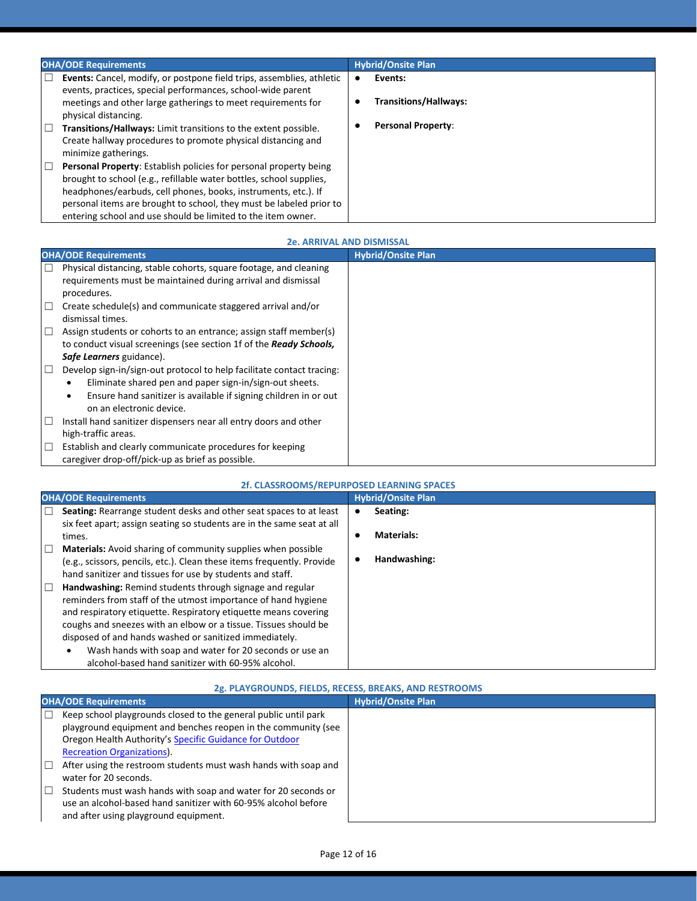| OHA/ODE Requirements | Hybrid/Onsite Plan |
|---|---|
| ☐ **Events:** Cancel, modify, or postpone field trips, assemblies, athletic events, practices, special performances, school-wide parent meetings and other large gatherings to meet requirements for physical distancing.<br>☐ **Transitions/Hallways:** Limit transitions to the extent possible. Create hallway procedures to promote physical distancing and minimize gatherings.<br>☐ **Personal Property**: Establish policies for personal property being brought to school (e.g., refillable water bottles, school supplies, headphones/earbuds, cell phones, books, instruments, etc.). If personal items are brought to school, they must be labeled prior to entering school and use should be limited to the item owner. | • **Events:**<br>• **Transitions/Hallways:**<br>• **Personal Property**: |

### 2e. ARRIVAL AND DISMISSAL

| OHA/ODE Requirements | Hybrid/Onsite Plan |
|---|---|
| ☐ Physical distancing, stable cohorts, square footage, and cleaning requirements must be maintained during arrival and dismissal procedures.<br>☐ Create schedule(s) and communicate staggered arrival and/or dismissal times.<br>☐ Assign students or cohorts to an entrance; assign staff member(s) to conduct visual screenings (see section 1f of the ***Ready Schools, Safe Learners*** guidance).<br>☐ Develop sign-in/sign-out protocol to help facilitate contact tracing:<br>• Eliminate shared pen and paper sign-in/sign-out sheets.<br>• Ensure hand sanitizer is available if signing children in or out on an electronic device.<br>☐ Install hand sanitizer dispensers near all entry doors and other high-traffic areas.<br>☐ Establish and clearly communicate procedures for keeping caregiver drop-off/pick-up as brief as possible. | |

### 2f. CLASSROOMS/REPURPOSED LEARNING SPACES

| OHA/ODE Requirements | Hybrid/Onsite Plan |
|---|---|
| ☐ **Seating:** Rearrange student desks and other seat spaces to at least six feet apart; assign seating so students are in the same seat at all times.<br>☐ **Materials:** Avoid sharing of community supplies when possible (e.g., scissors, pencils, etc.). Clean these items frequently. Provide hand sanitizer and tissues for use by students and staff.<br>☐ **Handwashing:** Remind students through signage and regular reminders from staff of the utmost importance of hand hygiene and respiratory etiquette. Respiratory etiquette means covering coughs and sneezes with an elbow or a tissue. Tissues should be disposed of and hands washed or sanitized immediately.<br>• Wash hands with soap and water for 20 seconds or use an alcohol-based hand sanitizer with 60-95% alcohol. | • **Seating:**<br>• **Materials:**<br>• **Handwashing:** |

### 2g. PLAYGROUNDS, FIELDS, RECESS, BREAKS, AND RESTROOMS

| OHA/ODE Requirements | Hybrid/Onsite Plan |
|---|---|
| ☐ Keep school playgrounds closed to the general public until park playground equipment and benches reopen in the community (see Oregon Health Authority's Specific Guidance for Outdoor Recreation Organizations).<br>☐ After using the restroom students must wash hands with soap and water for 20 seconds.<br>☐ Students must wash hands with soap and water for 20 seconds or use an alcohol-based hand sanitizer with 60-95% alcohol before and after using playground equipment. | |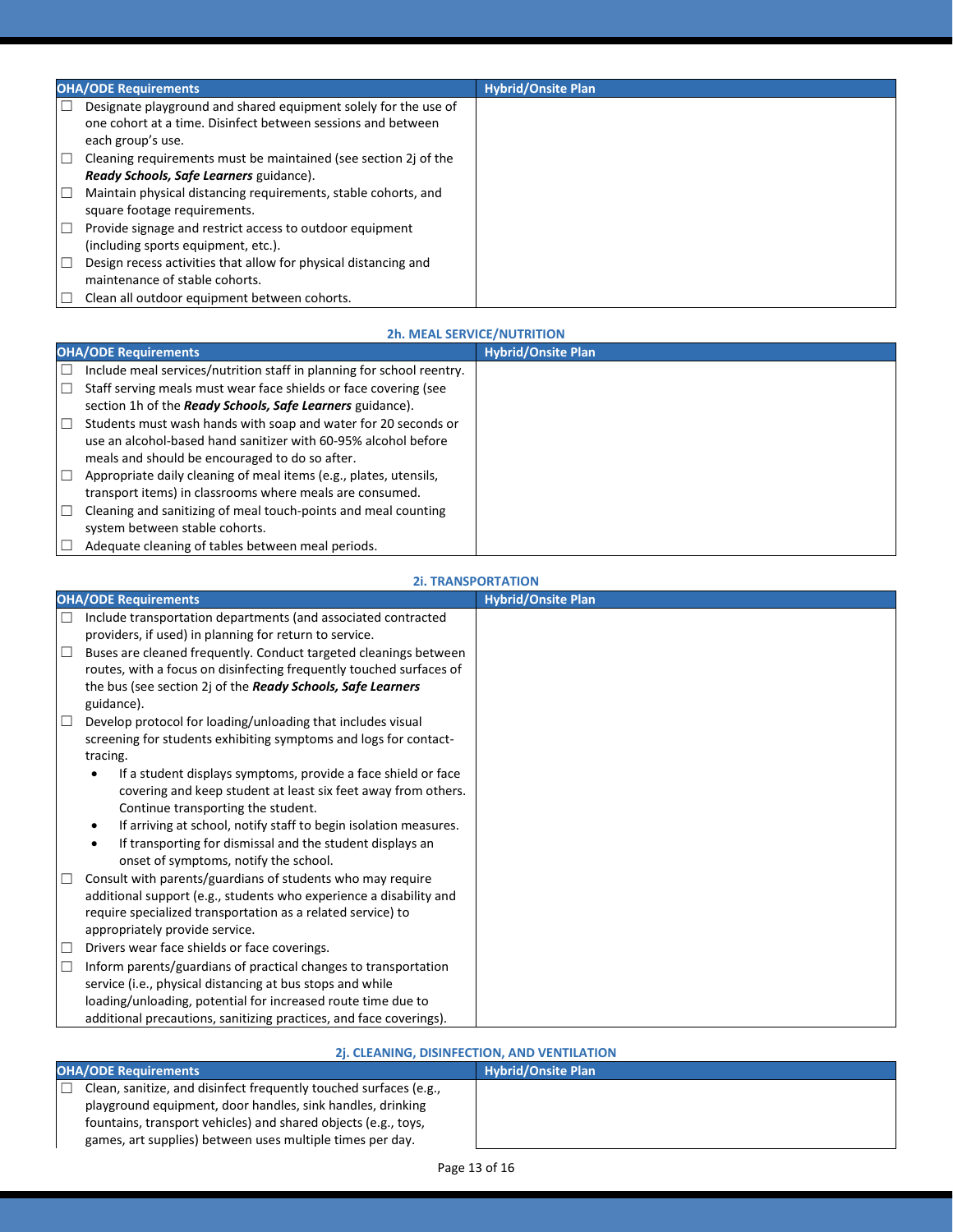| OHA/ODE Requirements | Hybrid/Onsite Plan |
|---|---|
| ☐ Designate playground and shared equipment solely for the use of one cohort at a time. Disinfect between sessions and between each group's use.<br>☐ Cleaning requirements must be maintained (see section 2j of the ***Ready Schools, Safe Learners*** guidance).<br>☐ Maintain physical distancing requirements, stable cohorts, and square footage requirements.<br>☐ Provide signage and restrict access to outdoor equipment (including sports equipment, etc.).<br>☐ Design recess activities that allow for physical distancing and maintenance of stable cohorts.<br>☐ Clean all outdoor equipment between cohorts. | |

### 2h. MEAL SERVICE/NUTRITION

| OHA/ODE Requirements | Hybrid/Onsite Plan |
|---|---|
| ☐ Include meal services/nutrition staff in planning for school reentry.<br>☐ Staff serving meals must wear face shields or face covering (see section 1h of the ***Ready Schools, Safe Learners*** guidance).<br>☐ Students must wash hands with soap and water for 20 seconds or use an alcohol-based hand sanitizer with 60-95% alcohol before meals and should be encouraged to do so after.<br>☐ Appropriate daily cleaning of meal items (e.g., plates, utensils, transport items) in classrooms where meals are consumed.<br>☐ Cleaning and sanitizing of meal touch-points and meal counting system between stable cohorts.<br>☐ Adequate cleaning of tables between meal periods. | |

### 2i. TRANSPORTATION

| OHA/ODE Requirements | Hybrid/Onsite Plan |
|---|---|
| ☐ Include transportation departments (and associated contracted providers, if used) in planning for return to service.<br>☐ Buses are cleaned frequently. Conduct targeted cleanings between routes, with a focus on disinfecting frequently touched surfaces of the bus (see section 2j of the ***Ready Schools, Safe Learners*** guidance).<br>☐ Develop protocol for loading/unloading that includes visual screening for students exhibiting symptoms and logs for contact-tracing.<br>• If a student displays symptoms, provide a face shield or face covering and keep student at least six feet away from others. Continue transporting the student.<br>• If arriving at school, notify staff to begin isolation measures.<br>• If transporting for dismissal and the student displays an onset of symptoms, notify the school.<br>☐ Consult with parents/guardians of students who may require additional support (e.g., students who experience a disability and require specialized transportation as a related service) to appropriately provide service.<br>☐ Drivers wear face shields or face coverings.<br>☐ Inform parents/guardians of practical changes to transportation service (i.e., physical distancing at bus stops and while loading/unloading, potential for increased route time due to additional precautions, sanitizing practices, and face coverings). | |

### 2j. CLEANING, DISINFECTION, AND VENTILATION

| OHA/ODE Requirements | Hybrid/Onsite Plan |
|---|---|
| ☐ Clean, sanitize, and disinfect frequently touched surfaces (e.g., playground equipment, door handles, sink handles, drinking fountains, transport vehicles) and shared objects (e.g., toys, games, art supplies) between uses multiple times per day. | |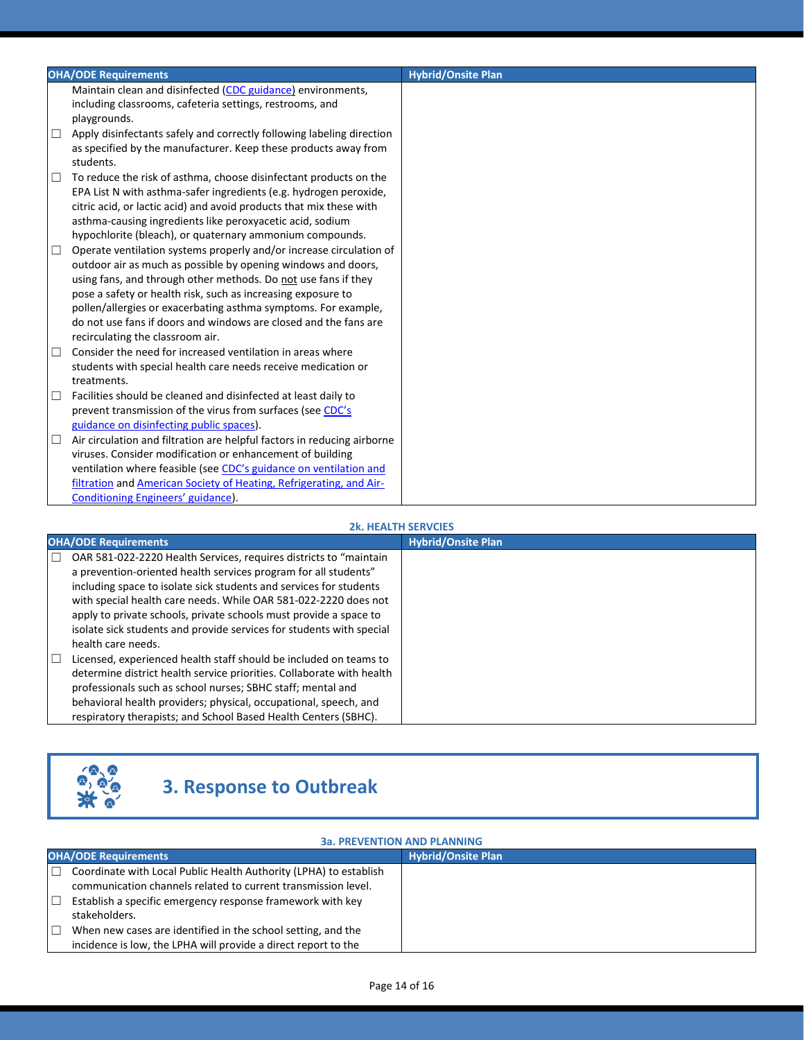| OHA/ODE Requirements | Hybrid/Onsite Plan |
|---|---|
| Maintain clean and disinfected (CDC guidance) environments, including classrooms, cafeteria settings, restrooms, and playgrounds.<br>☐ Apply disinfectants safely and correctly following labeling direction as specified by the manufacturer. Keep these products away from students.<br>☐ To reduce the risk of asthma, choose disinfectant products on the EPA List N with asthma-safer ingredients (e.g. hydrogen peroxide, citric acid, or lactic acid) and avoid products that mix these with asthma-causing ingredients like peroxyacetic acid, sodium hypochlorite (bleach), or quaternary ammonium compounds.<br>☐ Operate ventilation systems properly and/or increase circulation of outdoor air as much as possible by opening windows and doors, using fans, and through other methods. Do not use fans if they pose a safety or health risk, such as increasing exposure to pollen/allergies or exacerbating asthma symptoms. For example, do not use fans if doors and windows are closed and the fans are recirculating the classroom air.<br>☐ Consider the need for increased ventilation in areas where students with special health care needs receive medication or treatments.<br>☐ Facilities should be cleaned and disinfected at least daily to prevent transmission of the virus from surfaces (see CDC's guidance on disinfecting public spaces).<br>☐ Air circulation and filtration are helpful factors in reducing airborne viruses. Consider modification or enhancement of building ventilation where feasible (see CDC's guidance on ventilation and filtration and American Society of Heating, Refrigerating, and Air-Conditioning Engineers' guidance). | |

**2k. HEALTH SERVCIES**

| OHA/ODE Requirements | Hybrid/Onsite Plan |
|---|---|
| ☐ OAR 581-022-2220 Health Services, requires districts to "maintain a prevention-oriented health services program for all students" including space to isolate sick students and services for students with special health care needs. While OAR 581-022-2220 does not apply to private schools, private schools must provide a space to isolate sick students and provide services for students with special health care needs.<br>☐ Licensed, experienced health staff should be included on teams to determine district health service priorities. Collaborate with health professionals such as school nurses; SBHC staff; mental and behavioral health providers; physical, occupational, speech, and respiratory therapists; and School Based Health Centers (SBHC). | |

## 3. Response to Outbreak

**3a. PREVENTION AND PLANNING**

| OHA/ODE Requirements | Hybrid/Onsite Plan |
|---|---|
| ☐ Coordinate with Local Public Health Authority (LPHA) to establish communication channels related to current transmission level.<br>☐ Establish a specific emergency response framework with key stakeholders.<br>☐ When new cases are identified in the school setting, and the incidence is low, the LPHA will provide a direct report to the | |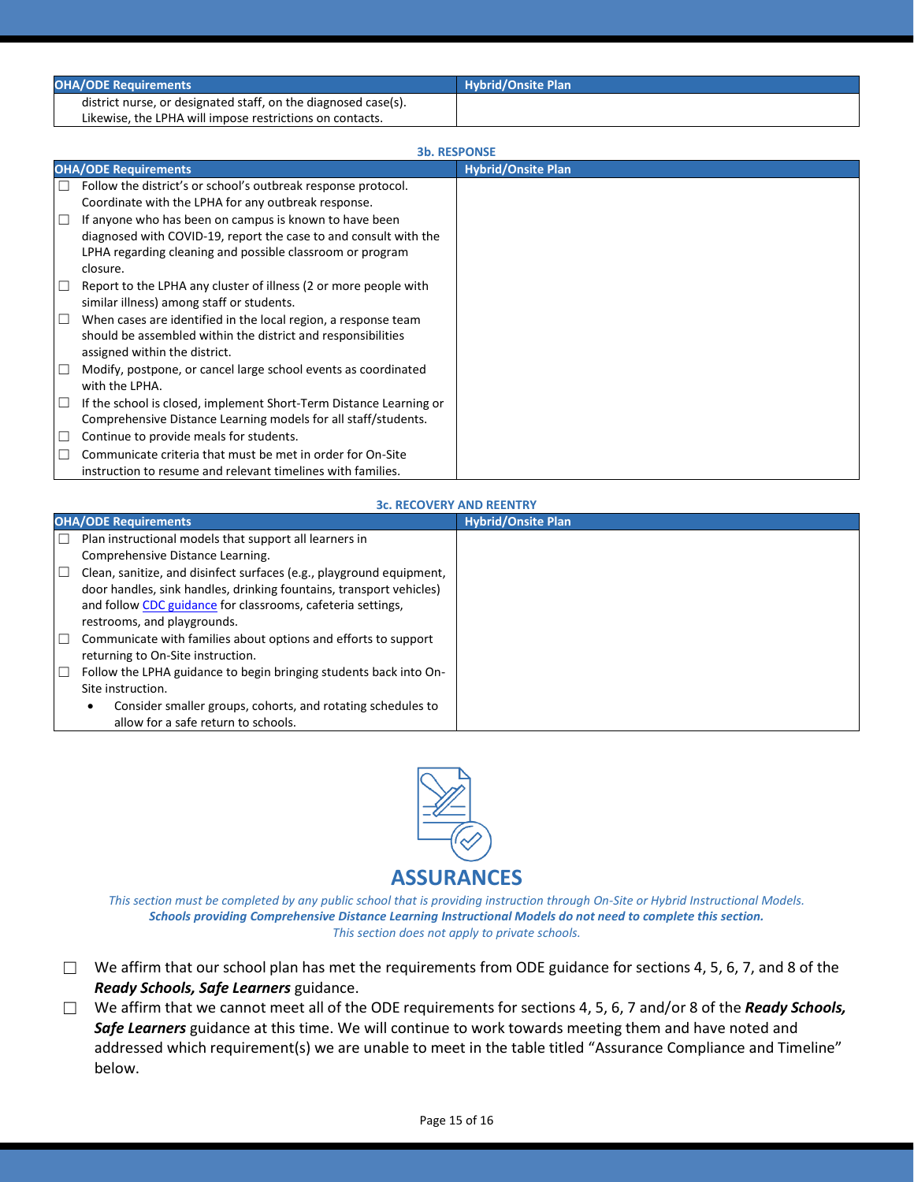| OHA/ODE Requirements | Hybrid/Onsite Plan |
|---|---|
| district nurse, or designated staff, on the diagnosed case(s). Likewise, the LPHA will impose restrictions on contacts. | |

**3b. RESPONSE**

| OHA/ODE Requirements | Hybrid/Onsite Plan |
|---|---|
| ☐ Follow the district's or school's outbreak response protocol. Coordinate with the LPHA for any outbreak response.<br>☐ If anyone who has been on campus is known to have been diagnosed with COVID-19, report the case to and consult with the LPHA regarding cleaning and possible classroom or program closure.<br>☐ Report to the LPHA any cluster of illness (2 or more people with similar illness) among staff or students.<br>☐ When cases are identified in the local region, a response team should be assembled within the district and responsibilities assigned within the district.<br>☐ Modify, postpone, or cancel large school events as coordinated with the LPHA.<br>☐ If the school is closed, implement Short-Term Distance Learning or Comprehensive Distance Learning models for all staff/students.<br>☐ Continue to provide meals for students.<br>☐ Communicate criteria that must be met in order for On-Site instruction to resume and relevant timelines with families. | |

**3c. RECOVERY AND REENTRY**

| OHA/ODE Requirements | Hybrid/Onsite Plan |
|---|---|
| ☐ Plan instructional models that support all learners in Comprehensive Distance Learning.<br>☐ Clean, sanitize, and disinfect surfaces (e.g., playground equipment, door handles, sink handles, drinking fountains, transport vehicles) and follow CDC guidance for classrooms, cafeteria settings, restrooms, and playgrounds.<br>☐ Communicate with families about options and efforts to support returning to On-Site instruction.<br>☐ Follow the LPHA guidance to begin bringing students back into On-Site instruction.<br>• Consider smaller groups, cohorts, and rotating schedules to allow for a safe return to schools. | |

## ASSURANCES

*This section must be completed by any public school that is providing instruction through On-Site or Hybrid Instructional Models.*
***Schools providing Comprehensive Distance Learning Instructional Models do not need to complete this section.***
*This section does not apply to private schools.*

☐ We affirm that our school plan has met the requirements from ODE guidance for sections 4, 5, 6, 7, and 8 of the ***Ready Schools, Safe Learners*** guidance.

☐ We affirm that we cannot meet all of the ODE requirements for sections 4, 5, 6, 7 and/or 8 of the ***Ready Schools, Safe Learners*** guidance at this time. We will continue to work towards meeting them and have noted and addressed which requirement(s) we are unable to meet in the table titled "Assurance Compliance and Timeline" below.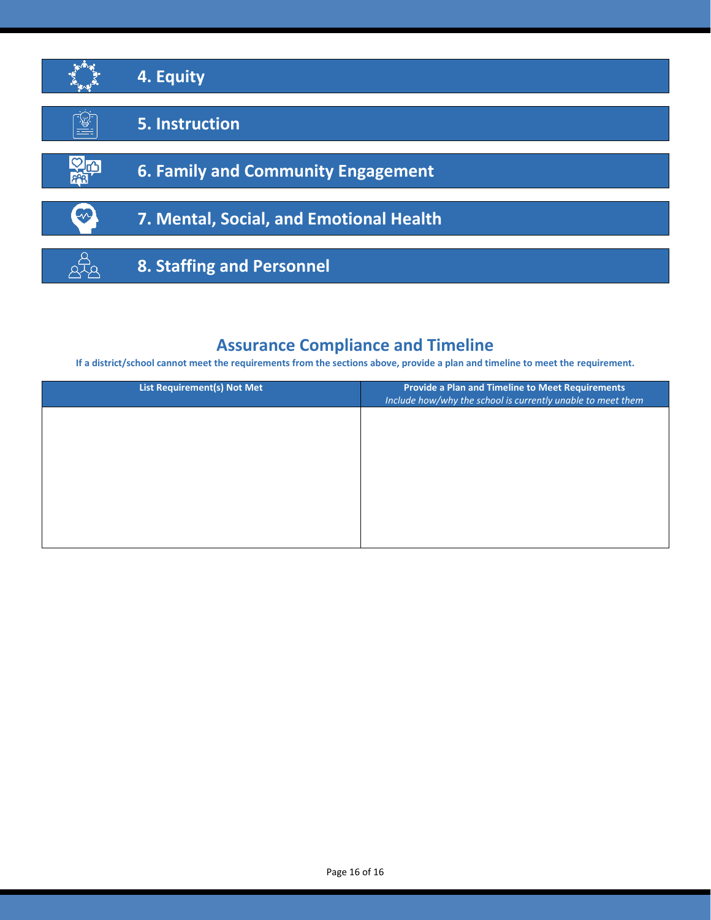## 4. Equity

## 5. Instruction

## 6. Family and Community Engagement

## 7. Mental, Social, and Emotional Health

## 8. Staffing and Personnel

## Assurance Compliance and Timeline

**If a district/school cannot meet the requirements from the sections above, provide a plan and timeline to meet the requirement.**

| List Requirement(s) Not Met | Provide a Plan and Timeline to Meet Requirements *Include how/why the school is currently unable to meet them* |
|---|---|
| | |